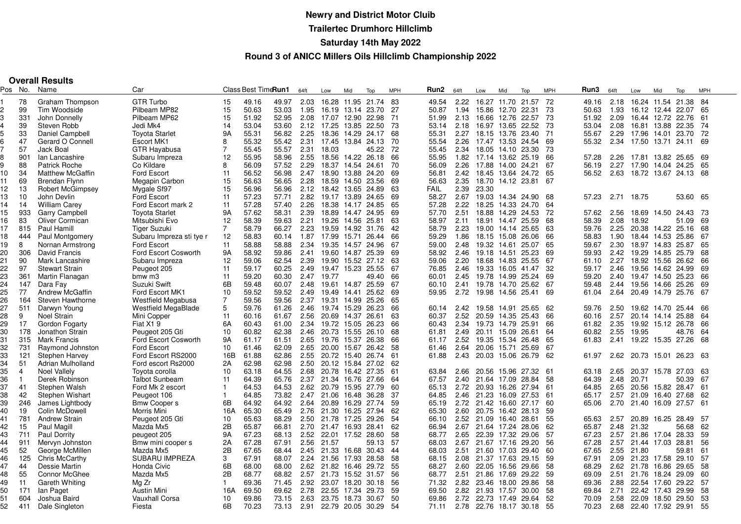# Newry and District Motor Cliub

## Trailertec Drumhorc Hillclimb

## Saturday 14th May 2022

## Round 3 of ANICC Millers Oils Hillclimb Championship 2022

### Overall Results

| Pos | No. | Name | Car | Class | Best Time | Run1 | 64ft | Low | Mid | Top | MPH | Run2 | 64ft | Low | Mid | Top | MPH | Run3 | 64ft | Low | Mid | Top | MPH |
|---|---|---|---|---|---|---|---|---|---|---|---|---|---|---|---|---|---|---|---|---|---|---|---|
| 1 | 78 | Graham Thompson | GTR Turbo | 15 | 49.16 | 49.97 | 2.03 | 16.28 | 11.95 | 21.74 | 83 | 49.54 | 2.22 | 16.27 | 11.70 | 21.57 | 72 | 49.16 | 2.18 | 16.24 | 11.54 | 21.38 | 84 |
| 2 | 99 | Tim Woodside | Pilbeam MP82 | 15 | 50.63 | 53.03 | 1.95 | 16.19 | 13.14 | 23.70 | 27 | 50.87 | 1.94 | 15.86 | 12.70 | 22.31 | 73 | 50.63 | 1.93 | 16.12 | 12.44 | 22.07 | 65 |
| 3 | 331 | John Donnelly | Pilbeam MP62 | 15 | 51.92 | 52.95 | 2.08 | 17.07 | 12.90 | 22.98 | 71 | 51.99 | 2.13 | 16.66 | 12.76 | 22.57 | 73 | 51.92 | 2.09 | 16.44 | 12.72 | 22.76 | 61 |
| 4 | 39 | Steven Robb | Jedi Mk4 | 14 | 53.04 | 53.60 | 2.12 | 17.25 | 13.85 | 22.50 | 73 | 53.14 | 2.18 | 16.97 | 13.65 | 22.52 | 73 | 53.04 | 2.08 | 16.81 | 13.88 | 22.35 | 74 |
| 5 | 33 | Daniel Campbell | Toyota Starlet | 9A | 55.31 | 56.82 | 2.25 | 18.36 | 14.29 | 24.17 | 68 | 55.31 | 2.27 | 18.15 | 13.76 | 23.40 | 71 | 55.67 | 2.29 | 17.96 | 14.01 | 23.70 | 72 |
| 6 | 47 | Gerard O Connell | Escort MK1 | 8 | 55.32 | 55.42 | 2.31 | 17.45 | 13.84 | 24.13 | 70 | 55.54 | 2.26 | 17.47 | 13.53 | 24.54 | 69 | 55.32 | 2.34 | 17.50 | 13.71 | 24.11 | 69 |
| 7 | 57 | Jack Boal | GTR Hayabusa | 7 | 55.45 | 55.57 | 2.31 | 18.03 | | 45.22 | 72 | 55.45 | 2.34 | 18.05 | 14.10 | 23.30 | 73 | | | | | | |
| 8 | 901 | Ian Lancashire | Subaru Impreza | 12 | 55.95 | 58.96 | 2.55 | 18.56 | 14.22 | 26.18 | 66 | 55.95 | 1.82 | 17.14 | 13.62 | 25.19 | 66 | 57.28 | 2.26 | 17.81 | 13.82 | 25.65 | 69 |
| 9 | 88 | Patrick Roche | Co Kildare | 8 | 56.09 | 57.52 | 2.29 | 18.37 | 14.54 | 24.61 | 70 | 56.09 | 2.26 | 17.88 | 14.00 | 24.21 | 67 | 56.19 | 2.27 | 17.90 | 14.04 | 24.25 | 65 |
| 10 | 34 | Matthew McGaffin | Ford Escort | 11 | 56.52 | 56.98 | 2.47 | 18.90 | 13.88 | 24.20 | 69 | 56.81 | 2.42 | 18.45 | 13.64 | 24.72 | 65 | 56.52 | 2.63 | 18.72 | 13.67 | 24.13 | 68 |
| 11 | 69 | Brendan Flynn | Megapin Carbon | 15 | 56.63 | 56.65 | 2.28 | 18.59 | 14.50 | 23.56 | 69 | 56.63 | 2.35 | 18.70 | 14.12 | 23.81 | 67 | | | | | | |
| 12 | 13 | Robert McGimpsey | Mygale Sf97 | 15 | 56.96 | 56.96 | 2.12 | 18.42 | 13.65 | 24.89 | 63 | FAIL | 2.39 | 23.30 | | | | | | | | | |
| 13 | 10 | John Devlin | Ford Escort | 11 | 57.23 | 57.71 | 2.82 | 19.17 | 13.89 | 24.65 | 69 | 58.27 | 2.67 | 19.03 | 14.34 | 24.90 | 68 | 57.23 | 2.71 | 18.75 | | 53.60 | 65 |
| 14 | 14 | William Carey | Ford Escort mark 2 | 11 | 57.28 | 57.40 | 2.26 | 18.38 | 14.17 | 24.85 | 65 | 57.28 | 2.22 | 18.25 | 14.33 | 24.70 | 64 | | | | | | |
| 15 | 933 | Garry Campbell | Toyota Starlet | 9A | 57.62 | 58.31 | 2.39 | 18.89 | 14.47 | 24.95 | 69 | 57.70 | 2.51 | 18.88 | 14.29 | 24.53 | 72 | 57.62 | 2.56 | 18.69 | 14.50 | 24.43 | 73 |
| 16 | 83 | Oliver Cormican | Mitsubishi Evo | 12 | 58.39 | 59.63 | 2.21 | 19.26 | 14.56 | 25.81 | 63 | 58.97 | 2.11 | 18.91 | 14.47 | 25.59 | 68 | 58.39 | 2.08 | 18.92 | | 51.09 | 69 |
| 17 | 815 | Paul Hamill | Tiger Suzuki | 7 | 58.79 | 66.27 | 2.23 | 19.59 | 14.92 | 31.76 | 42 | 58.79 | 2.23 | 19.00 | 14.14 | 25.65 | 63 | 59.76 | 2.25 | 20.38 | 14.22 | 25.16 | 68 |
| 18 | 444 | Paul Montgomery | Subaru Impreza sti tye r | 12 | 58.83 | 60.14 | 1.87 | 17.99 | 15.71 | 26.44 | 66 | 59.29 | 1.86 | 18.15 | 15.08 | 26.06 | 66 | 58.83 | 1.90 | 18.44 | 14.53 | 25.86 | 67 |
| 19 | 8 | Nornan Armstrong | Ford Escort | 11 | 58.88 | 58.88 | 2.34 | 19.35 | 14.57 | 24.96 | 67 | 59.00 | 2.48 | 19.32 | 14.61 | 25.07 | 65 | 59.67 | 2.30 | 18.97 | 14.83 | 25.87 | 65 |
| 20 | 306 | David Francis | Ford Escort Cosworth | 9A | 58.92 | 59.86 | 2.41 | 19.60 | 14.87 | 25.39 | 69 | 58.92 | 2.46 | 19.18 | 14.51 | 25.23 | 69 | 59.93 | 2.42 | 19.29 | 14.85 | 25.79 | 68 |
| 21 | 90 | Mark Lancashire | Subaru Impreza | 12 | 59.06 | 62.54 | 2.39 | 19.90 | 15.52 | 27.12 | 63 | 59.06 | 2.20 | 18.68 | 14.83 | 25.55 | 67 | 61.10 | 2.27 | 18.92 | 15.56 | 26.62 | 66 |
| 22 | 97 | Stewart Strain | Peugeot 205 | 11 | 59.17 | 60.25 | 2.49 | 19.47 | 15.23 | 25.55 | 67 | 76.85 | 2.46 | 19.33 | 16.05 | 41.47 | 32 | 59.17 | 2.46 | 19.56 | 14.62 | 24.99 | 69 |
| 23 | 361 | Martin Flanagan | bmw m3 | 11 | 59.20 | 60.30 | 2.47 | 19.77 | | 49.40 | 66 | 60.01 | 2.45 | 19.78 | 14.99 | 25.24 | 69 | 59.20 | 2.40 | 19.47 | 14.50 | 25.23 | 66 |
| 24 | 147 | Dara Fay | Suzuki Swift | 6B | 59.48 | 60.07 | 2.48 | 19.61 | 14.87 | 25.59 | 67 | 60.10 | 2.41 | 19.78 | 14.70 | 25.62 | 67 | 59.48 | 2.44 | 19.56 | 14.66 | 25.26 | 69 |
| 25 | 77 | Andrew McGaffin | Ford Escort MK1 | 10 | 59.52 | 59.52 | 2.49 | 19.49 | 14.41 | 25.62 | 69 | 59.95 | 2.72 | 19.98 | 14.56 | 25.41 | 69 | 61.04 | 2.64 | 20.49 | 14.79 | 25.76 | 67 |
| 26 | 164 | Steven Hawthorne | Westfield Megabusa | 7 | 59.56 | 59.56 | 2.37 | 19.31 | 14.99 | 25.26 | 65 | | | | | | | | | | | | |
| 27 | 511 | Darwyn Young | Westfield MegaBlade | 5 | 59.76 | 61.26 | 2.46 | 19.74 | 15.29 | 26.23 | 66 | 60.14 | 2.42 | 19.58 | 14.91 | 25.65 | 62 | 59.76 | 2.50 | 19.62 | 14.70 | 25.44 | 66 |
| 28 | 9 | Noel Strain | Mini Copper | 11 | 60.16 | 61.67 | 2.56 | 20.69 | 14.37 | 26.61 | 63 | 60.37 | 2.52 | 20.59 | 14.35 | 25.43 | 66 | 60.16 | 2.57 | 20.14 | 14.14 | 25.88 | 64 |
| 29 | 17 | Gordon Fogarty | Fiat X1 9 | 6A | 60.43 | 61.00 | 2.34 | 19.72 | 15.05 | 26.23 | 66 | 60.43 | 2.34 | 19.73 | 14.79 | 25.91 | 66 | 61.82 | 2.35 | 19.92 | 15.12 | 26.78 | 66 |
| 30 | 178 | Jonathon Strain | Peugeot 205 Gti | 10 | 60.82 | 62.38 | 2.46 | 20.73 | 15.55 | 26.10 | 68 | 61.81 | 2.49 | 20.11 | 15.09 | 26.61 | 64 | 60.82 | 2.55 | 19.95 | | 48.76 | 64 |
| 31 | 315 | Mark Francis | Ford Escort Cosworth | 9A | 61.17 | 61.51 | 2.65 | 19.76 | 15.37 | 26.38 | 66 | 61.17 | 2.52 | 19.35 | 15.34 | 26.48 | 65 | 61.83 | 2.41 | 19.22 | 15.35 | 27.26 | 68 |
| 32 | 731 | Raymond Johnston | Ford Escort | 10 | 61.46 | 62.09 | 2.65 | 20.00 | 15.67 | 26.42 | 58 | 61.46 | 2.64 | 20.06 | 15.71 | 25.69 | 67 | | | | | | |
| 33 | 121 | Stephen Harvey | Ford Escort RS2000 | 16B | 61.88 | 62.86 | 2.55 | 20.72 | 15.40 | 26.74 | 61 | 61.88 | 2.43 | 20.03 | 15.06 | 26.79 | 62 | 61.97 | 2.62 | 20.73 | 15.01 | 26.23 | 63 |
| 34 | 51 | Adrian Mulholland | Ford escort Rs2000 | 2A | 62.98 | 62.98 | 2.50 | 20.12 | 15.84 | 27.02 | 62 | | | | | | | | | | | | |
| 35 | 4 | Noel Vallely | Toyota corolla | 10 | 63.18 | 64.55 | 2.68 | 20.78 | 16.42 | 27.35 | 61 | 63.84 | 2.66 | 20.56 | 15.96 | 27.32 | 61 | 63.18 | 2.65 | 20.37 | 15.78 | 27.03 | 63 |
| 36 | 1 | Derek Robinson | Talbot Sunbeam | 11 | 64.39 | 65.76 | 2.37 | 21.34 | 16.76 | 27.66 | 64 | 67.57 | 2.40 | 21.64 | 17.09 | 28.84 | 58 | 64.39 | 2.48 | 20.71 | | 50.39 | 67 |
| 37 | 41 | Stephen Walsh | Ford Mk 2 escort | 1 | 64.53 | 64.53 | 2.62 | 20.79 | 15.95 | 27.79 | 60 | 65.13 | 2.72 | 20.93 | 16.26 | 27.94 | 61 | 64.85 | 2.65 | 20.56 | 15.82 | 28.47 | 61 |
| 38 | 42 | Stephen Wishart | Peugeot 106 | 1 | 64.85 | 73.82 | 2.47 | 21.06 | 16.48 | 36.28 | 37 | 64.85 | 2.46 | 21.23 | 16.09 | 27.53 | 61 | 65.17 | 2.57 | 21.09 | 16.40 | 27.68 | 62 |
| 39 | 246 | James Lightbody | Bmw Cooper s | 6B | 64.92 | 64.92 | 2.64 | 20.89 | 16.29 | 27.74 | 59 | 65.19 | 2.72 | 21.42 | 16.60 | 27.17 | 60 | 65.06 | 2.70 | 21.40 | 16.09 | 27.57 | 61 |
| 40 | 19 | Colin McDowell | Morris Mini | 16A | 65.30 | 65.49 | 2.76 | 21.30 | 16.25 | 27.94 | 62 | 65.30 | 2.60 | 20.75 | 16.42 | 28.13 | 59 | | | | | | |
| 41 | 781 | Andrew Strain | Peugeot 205 Gti | 10 | 65.63 | 68.29 | 2.50 | 21.78 | 17.25 | 29.26 | 54 | 66.10 | 2.52 | 21.09 | 16.40 | 28.61 | 55 | 65.63 | 2.57 | 20.89 | 16.25 | 28.49 | 57 |
| 42 | 15 | Paul Magill | Mazda Mx5 | 2B | 65.87 | 66.81 | 2.70 | 21.47 | 16.93 | 28.41 | 62 | 66.94 | 2.67 | 21.64 | 17.24 | 28.06 | 62 | 65.87 | 2.48 | 21.32 | | 56.68 | 62 |
| 43 | 711 | Paul Dorrity | peugeot 205 | 9A | 67.23 | 68.13 | 2.52 | 22.01 | 17.52 | 28.60 | 58 | 68.77 | 2.65 | 22.39 | 17.32 | 29.06 | 57 | 67.23 | 2.57 | 21.86 | 17.04 | 28.33 | 59 |
| 44 | 911 | Mervyn Johnston | Bmw mini cooper s | 2A | 67.28 | 67.91 | 2.56 | 21.57 | | 59.13 | 57 | 68.03 | 2.67 | 21.67 | 17.16 | 29.20 | 56 | 67.28 | 2.57 | 21.44 | 17.03 | 28.81 | 56 |
| 45 | 52 | George McMillen | Mazda Mx5 | 2B | 67.65 | 68.44 | 2.45 | 21.33 | 16.68 | 30.43 | 44 | 68.03 | 2.51 | 21.60 | 17.03 | 29.40 | 60 | 67.65 | 2.55 | 21.80 | | 59.81 | 61 |
| 46 | 125 | Chris McCarthy | SUBARU IMPREZA | 3 | 67.91 | 68.07 | 2.24 | 21.56 | 17.93 | 28.58 | 58 | 68.15 | 2.08 | 21.37 | 17.63 | 29.15 | 59 | 67.91 | 2.09 | 21.23 | 17.58 | 29.10 | 57 |
| 47 | 44 | Dessie Martin | Honda Civic | 6B | 68.00 | 68.00 | 2.62 | 21.82 | 16.46 | 29.72 | 55 | 68.27 | 2.60 | 22.05 | 16.56 | 29.66 | 58 | 68.29 | 2.62 | 21.78 | 16.86 | 29.65 | 58 |
| 48 | 55 | Connor McGhee | Mazda Mx5 | 2B | 68.77 | 68.82 | 2.57 | 21.73 | 15.52 | 31.57 | 56 | 68.77 | 2.51 | 21.86 | 17.69 | 29.22 | 59 | 69.09 | 2.51 | 21.76 | 18.24 | 29.09 | 60 |
| 49 | 11 | Gareth Whiting | Mg Zr | 1 | 69.36 | 71.45 | 2.92 | 23.07 | 18.20 | 30.18 | 56 | 71.32 | 2.82 | 23.46 | 18.00 | 29.86 | 58 | 69.36 | 2.88 | 22.54 | 17.60 | 29.22 | 57 |
| 50 | 171 | Ian Paget | Austin Mini | 16A | 69.50 | 69.62 | 2.78 | 22.55 | 17.34 | 29.73 | 59 | 69.50 | 2.82 | 21.93 | 17.57 | 30.00 | 58 | 69.84 | 2.71 | 22.42 | 17.43 | 29.99 | 58 |
| 51 | 604 | Joshua Baird | Vauxhall Corsa | 10 | 69.86 | 73.15 | 2.63 | 23.75 | 18.73 | 30.67 | 50 | 69.86 | 2.72 | 22.73 | 17.49 | 29.64 | 52 | 70.09 | 2.58 | 22.09 | 18.50 | 29.50 | 53 |
| 52 | 411 | Dale Singleton | Fiesta | 6B | 70.23 | 73.13 | 2.91 | 22.79 | 20.05 | 30.29 | 54 | 71.11 | 2.78 | 22.76 | 18.17 | 30.18 | 55 | 70.23 | 2.68 | 22.40 | 17.92 | 29.91 | 55 |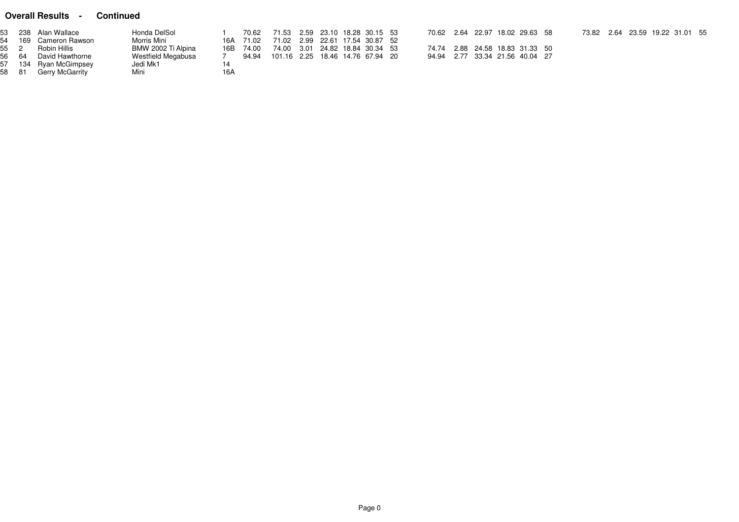**Overall Results - Continued**

| | | | | | | | | | | | | | | | | | | | | | | | | | |
|---|---|---|---|---|---|---|---|---|---|---|---|---|---|---|---|---|---|---|---|---|---|---|---|---|---|
| 53 | 238 | Alan Wallace | Honda DelSol | 1 | 70.62 | 71.53 | 2.59 | 23.10 | 18.28 | 30.15 | 53 | 70.62 | 2.64 | 22.97 | 18.02 | 29.63 | 58 | 73.82 | 2.64 | 23.59 | 19.22 | 31.01 | 55 |
| 54 | 169 | Cameron Rawson | Morris Mini | 16A | 71.02 | 71.02 | 2.99 | 22.61 | 17.54 | 30.87 | 52 | | | | | | | | | | | | |
| 55 | 2 | Robin Hillis | BMW 2002 Ti Alpina | 16B | 74.00 | 74.00 | 3.01 | 24.82 | 18.84 | 30.34 | 53 | 74.74 | 2.88 | 24.58 | 18.83 | 31.33 | 50 | | | | | | |
| 56 | 64 | David Hawthorne | Westfield Megabusa | 7 | 94.94 | 101.16 | 2.25 | 18.46 | 14.76 | 67.94 | 20 | 94.94 | 2.77 | 33.34 | 21.56 | 40.04 | 27 | | | | | | |
| 57 | 134 | Ryan McGimpsey | Jedi Mk1 | 14 | | | | | | | | | | | | | | | | | | | |
| 58 | 81 | Gerry McGarrity | Mini | 16A | | | | | | | | | | | | | | | | | | | |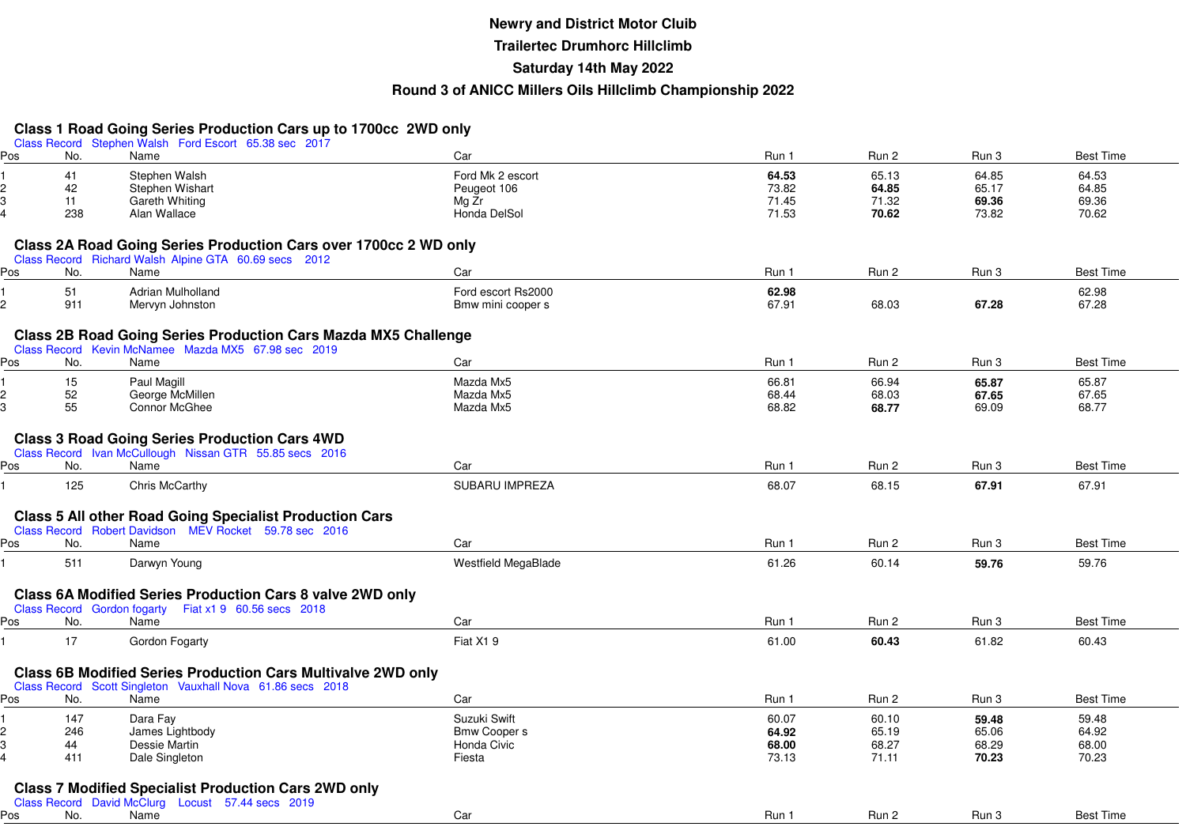**Newry and District Motor Cluib**

**Trailertec Drumhorc Hillclimb**

**Saturday 14th May 2022**

**Round 3 of ANICC Millers Oils Hillclimb Championship 2022**

## Class 1 Road Going Series Production Cars up to 1700cc 2WD only

Class Record Stephen Walsh Ford Escort 65.38 sec 2017

| Pos | No. | Name | Car | Run 1 | Run 2 | Run 3 | Best Time |
|---|---|---|---|---|---|---|---|
| 1 | 41 | Stephen Walsh | Ford Mk 2 escort | **64.53** | 65.13 | 64.85 | 64.53 |
| 2 | 42 | Stephen Wishart | Peugeot 106 | 73.82 | **64.85** | 65.17 | 64.85 |
| 3 | 11 | Gareth Whiting | Mg Zr | 71.45 | 71.32 | **69.36** | 69.36 |
| 4 | 238 | Alan Wallace | Honda DelSol | 71.53 | **70.62** | 73.82 | 70.62 |

## Class 2A Road Going Series Production Cars over 1700cc 2 WD only

Class Record Richard Walsh Alpine GTA 60.69 secs 2012

| Pos | No. | Name | Car | Run 1 | Run 2 | Run 3 | Best Time |
|---|---|---|---|---|---|---|---|
| 1 | 51 | Adrian Mulholland | Ford escort Rs2000 | **62.98** | | | 62.98 |
| 2 | 911 | Mervyn Johnston | Bmw mini cooper s | 67.91 | 68.03 | **67.28** | 67.28 |

## Class 2B Road Going Series Production Cars Mazda MX5 Challenge

Class Record Kevin McNamee Mazda MX5 67.98 sec 2019

| Pos | No. | Name | Car | Run 1 | Run 2 | Run 3 | Best Time |
|---|---|---|---|---|---|---|---|
| 1 | 15 | Paul Magill | Mazda Mx5 | 66.81 | 66.94 | **65.87** | 65.87 |
| 2 | 52 | George McMillen | Mazda Mx5 | 68.44 | 68.03 | **67.65** | 67.65 |
| 3 | 55 | Connor McGhee | Mazda Mx5 | 68.82 | **68.77** | 69.09 | 68.77 |

## Class 3 Road Going Series Production Cars 4WD

Class Record Ivan McCullough Nissan GTR 55.85 secs 2016

| Pos | No. | Name | Car | Run 1 | Run 2 | Run 3 | Best Time |
|---|---|---|---|---|---|---|---|
| 1 | 125 | Chris McCarthy | SUBARU IMPREZA | 68.07 | 68.15 | **67.91** | 67.91 |

## Class 5 All other Road Going Specialist Production Cars

Class Record Robert Davidson MEV Rocket 59.78 sec 2016

| Pos | No. | Name | Car | Run 1 | Run 2 | Run 3 | Best Time |
|---|---|---|---|---|---|---|---|
| 1 | 511 | Darwyn Young | Westfield MegaBlade | 61.26 | 60.14 | **59.76** | 59.76 |

## Class 6A Modified Series Production Cars 8 valve 2WD only

Class Record Gordon fogarty Fiat x1 9 60.56 secs 2018

| Pos | No. | Name | Car | Run 1 | Run 2 | Run 3 | Best Time |
|---|---|---|---|---|---|---|---|
| 1 | 17 | Gordon Fogarty | Fiat X1 9 | 61.00 | **60.43** | 61.82 | 60.43 |

## Class 6B Modified Series Production Cars Multivalve 2WD only

Class Record Scott Singleton Vauxhall Nova 61.86 secs 2018

| Pos | No. | Name | Car | Run 1 | Run 2 | Run 3 | Best Time |
|---|---|---|---|---|---|---|---|
| 1 | 147 | Dara Fay | Suzuki Swift | 60.07 | 60.10 | **59.48** | 59.48 |
| 2 | 246 | James Lightbody | Bmw Cooper s | **64.92** | 65.19 | 65.06 | 64.92 |
| 3 | 44 | Dessie Martin | Honda Civic | **68.00** | 68.27 | 68.29 | 68.00 |
| 4 | 411 | Dale Singleton | Fiesta | 73.13 | 71.11 | **70.23** | 70.23 |

## Class 7 Modified Specialist Production Cars 2WD only

Class Record David McClurg Locust 57.44 secs 2019

| Pos | No. | Name | Car | Run 1 | Run 2 | Run 3 | Best Time |
|---|---|---|---|---|---|---|---|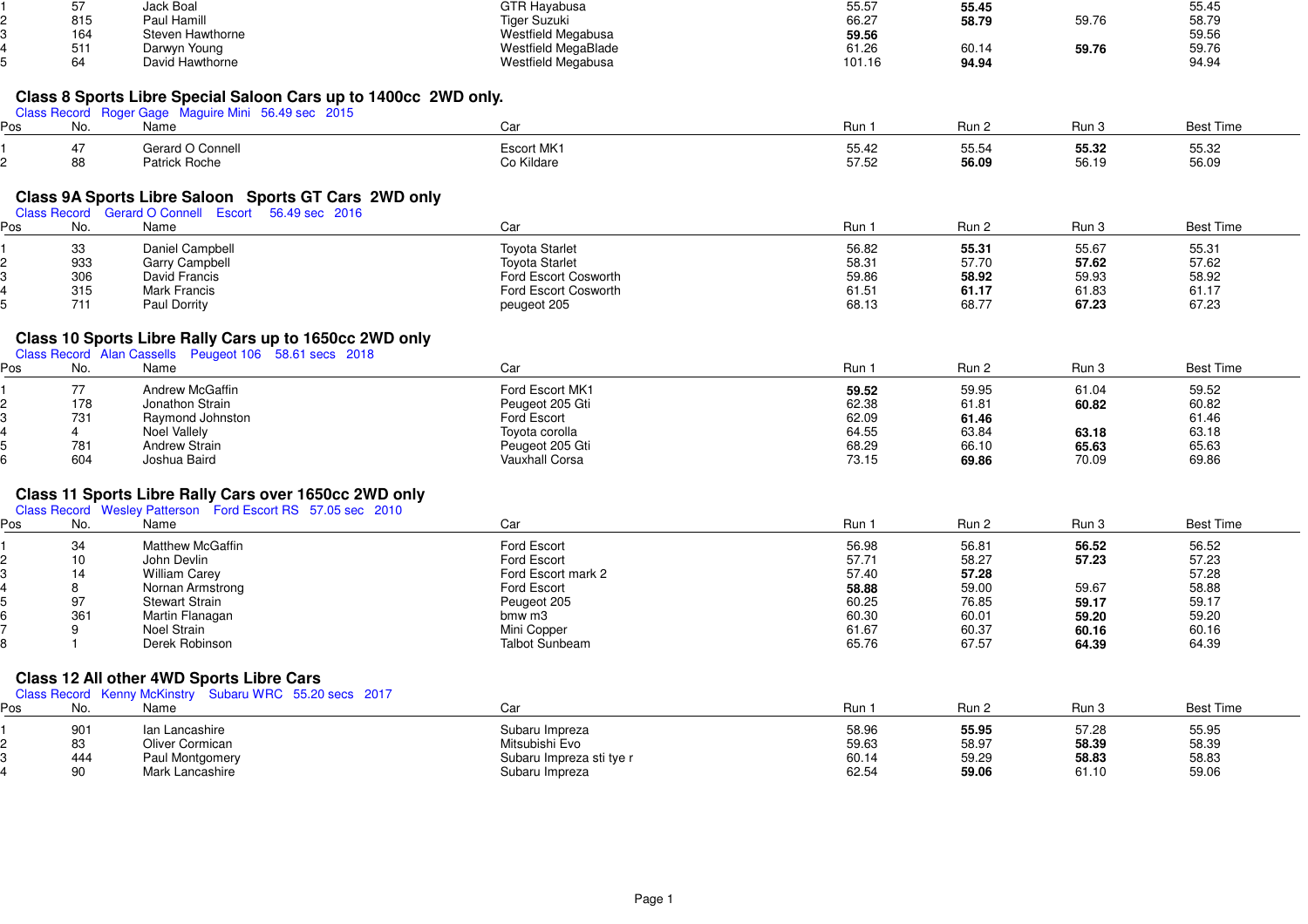| Pos | No. | Name | Car | Run 1 | Run 2 | Run 3 | Best Time |
|---|---|---|---|---|---|---|---|
| 1 | 57 | Jack Boal | GTR Hayabusa | 55.57 | **55.45** | | 55.45 |
| 2 | 815 | Paul Hamill | Tiger Suzuki | 66.27 | **58.79** | 59.76 | 58.79 |
| 3 | 164 | Steven Hawthorne | Westfield Megabusa | **59.56** | | | 59.56 |
| 4 | 511 | Darwyn Young | Westfield MegaBlade | 61.26 | 60.14 | **59.76** | 59.76 |
| 5 | 64 | David Hawthorne | Westfield Megabusa | 101.16 | **94.94** | | 94.94 |

## Class 8 Sports Libre Special Saloon Cars up to 1400cc 2WD only.

Class Record Roger Gage Maguire Mini 56.49 sec 2015

| Pos | No. | Name | Car | Run 1 | Run 2 | Run 3 | Best Time |
|---|---|---|---|---|---|---|---|
| 1 | 47 | Gerard O Connell | Escort MK1 | 55.42 | 55.54 | **55.32** | 55.32 |
| 2 | 88 | Patrick Roche | Co Kildare | 57.52 | **56.09** | 56.19 | 56.09 |

## Class 9A Sports Libre Saloon Sports GT Cars 2WD only

Class Record Gerard O Connell Escort 56.49 sec 2016

| Pos | No. | Name | Car | Run 1 | Run 2 | Run 3 | Best Time |
|---|---|---|---|---|---|---|---|
| 1 | 33 | Daniel Campbell | Toyota Starlet | 56.82 | **55.31** | 55.67 | 55.31 |
| 2 | 933 | Garry Campbell | Toyota Starlet | 58.31 | 57.70 | **57.62** | 57.62 |
| 3 | 306 | David Francis | Ford Escort Cosworth | 59.86 | **58.92** | 59.93 | 58.92 |
| 4 | 315 | Mark Francis | Ford Escort Cosworth | 61.51 | **61.17** | 61.83 | 61.17 |
| 5 | 711 | Paul Dorrity | peugeot 205 | 68.13 | 68.77 | **67.23** | 67.23 |

## Class 10 Sports Libre Rally Cars up to 1650cc 2WD only

Class Record Alan Cassells Peugeot 106 58.61 secs 2018

| Pos | No. | Name | Car | Run 1 | Run 2 | Run 3 | Best Time |
|---|---|---|---|---|---|---|---|
| 1 | 77 | Andrew McGaffin | Ford Escort MK1 | **59.52** | 59.95 | 61.04 | 59.52 |
| 2 | 178 | Jonathon Strain | Peugeot 205 Gti | 62.38 | 61.81 | **60.82** | 60.82 |
| 3 | 731 | Raymond Johnston | Ford Escort | 62.09 | **61.46** | | 61.46 |
| 4 | 4 | Noel Vallely | Toyota corolla | 64.55 | 63.84 | **63.18** | 63.18 |
| 5 | 781 | Andrew Strain | Peugeot 205 Gti | 68.29 | 66.10 | **65.63** | 65.63 |
| 6 | 604 | Joshua Baird | Vauxhall Corsa | 73.15 | **69.86** | 70.09 | 69.86 |

## Class 11 Sports Libre Rally Cars over 1650cc 2WD only

Class Record Wesley Patterson Ford Escort RS 57.05 sec 2010

| Pos | No. | Name | Car | Run 1 | Run 2 | Run 3 | Best Time |
|---|---|---|---|---|---|---|---|
| 1 | 34 | Matthew McGaffin | Ford Escort | 56.98 | 56.81 | **56.52** | 56.52 |
| 2 | 10 | John Devlin | Ford Escort | 57.71 | 58.27 | **57.23** | 57.23 |
| 3 | 14 | William Carey | Ford Escort mark 2 | 57.40 | **57.28** | | 57.28 |
| 4 | 8 | Nornan Armstrong | Ford Escort | **58.88** | 59.00 | 59.67 | 58.88 |
| 5 | 97 | Stewart Strain | Peugeot 205 | 60.25 | 76.85 | **59.17** | 59.17 |
| 6 | 361 | Martin Flanagan | bmw m3 | 60.30 | 60.01 | **59.20** | 59.20 |
| 7 | 9 | Noel Strain | Mini Copper | 61.67 | 60.37 | **60.16** | 60.16 |
| 8 | 1 | Derek Robinson | Talbot Sunbeam | 65.76 | 67.57 | **64.39** | 64.39 |

## Class 12 All other 4WD Sports Libre Cars

Class Record Kenny McKinstry Subaru WRC 55.20 secs 2017

| Pos | No. | Name | Car | Run 1 | Run 2 | Run 3 | Best Time |
|---|---|---|---|---|---|---|---|
| 1 | 901 | Ian Lancashire | Subaru Impreza | 58.96 | **55.95** | 57.28 | 55.95 |
| 2 | 83 | Oliver Cormican | Mitsubishi Evo | 59.63 | 58.97 | **58.39** | 58.39 |
| 3 | 444 | Paul Montgomery | Subaru Impreza sti tye r | 60.14 | 59.29 | **58.83** | 58.83 |
| 4 | 90 | Mark Lancashire | Subaru Impreza | 62.54 | **59.06** | 61.10 | 59.06 |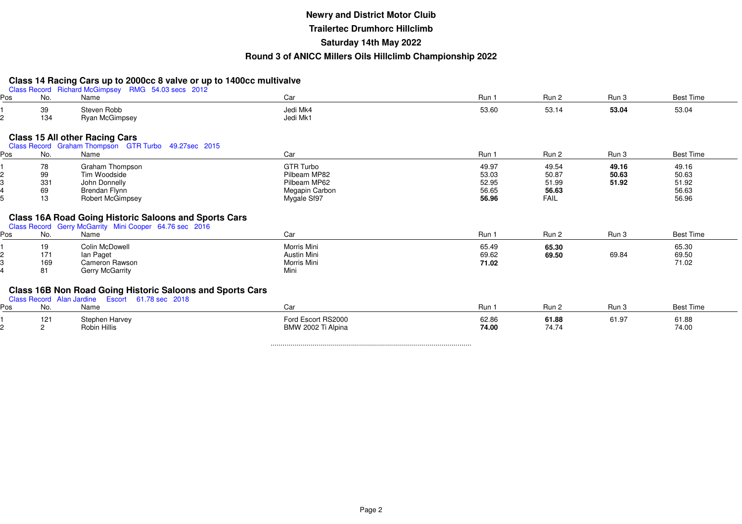# Newry and District Motor Cluib

## Trailertec Drumhorc Hillclimb

## Saturday 14th May 2022

## Round 3 of ANICC Millers Oils Hillclimb Championship 2022

### Class 14 Racing Cars up to 2000cc 8 valve or up to 1400cc multivalve

Class Record Richard McGimpsey RMG 54.03 secs 2012

| Pos | No. | Name | Car | Run 1 | Run 2 | Run 3 | Best Time |
|---|---|---|---|---|---|---|---|
| 1 | 39 | Steven Robb | Jedi Mk4 | 53.60 | 53.14 | **53.04** | 53.04 |
| 2 | 134 | Ryan McGimpsey | Jedi Mk1 | | | | |

### Class 15 All other Racing Cars

Class Record Graham Thompson GTR Turbo 49.27sec 2015

| Pos | No. | Name | Car | Run 1 | Run 2 | Run 3 | Best Time |
|---|---|---|---|---|---|---|---|
| 1 | 78 | Graham Thompson | GTR Turbo | 49.97 | 49.54 | **49.16** | 49.16 |
| 2 | 99 | Tim Woodside | Pilbeam MP82 | 53.03 | 50.87 | **50.63** | 50.63 |
| 3 | 331 | John Donnelly | Pilbeam MP62 | 52.95 | 51.99 | **51.92** | 51.92 |
| 4 | 69 | Brendan Flynn | Megapin Carbon | 56.65 | **56.63** | | 56.63 |
| 5 | 13 | Robert McGimpsey | Mygale Sf97 | **56.96** | FAIL | | 56.96 |

### Class 16A Road Going Historic Saloons and Sports Cars

Class Record Gerry McGarrity Mini Cooper 64.76 sec 2016

| Pos | No. | Name | Car | Run 1 | Run 2 | Run 3 | Best Time |
|---|---|---|---|---|---|---|---|
| 1 | 19 | Colin McDowell | Morris Mini | 65.49 | **65.30** | | 65.30 |
| 2 | 171 | Ian Paget | Austin Mini | 69.62 | **69.50** | 69.84 | 69.50 |
| 3 | 169 | Cameron Rawson | Morris Mini | **71.02** | | | 71.02 |
| 4 | 81 | Gerry McGarrity | Mini | | | | |

### Class 16B Non Road Going Historic Saloons and Sports Cars

Class Record Alan Jardine Escort 61.78 sec 2018

| Pos | No. | Name | Car | Run 1 | Run 2 | Run 3 | Best Time |
|---|---|---|---|---|---|---|---|
| 1 | 121 | Stephen Harvey | Ford Escort RS2000 | 62.86 | **61.88** | 61.97 | 61.88 |
| 2 | 2 | Robin Hillis | BMW 2002 Ti Alpina | **74.00** | 74.74 | | 74.00 |

...................................................................................................